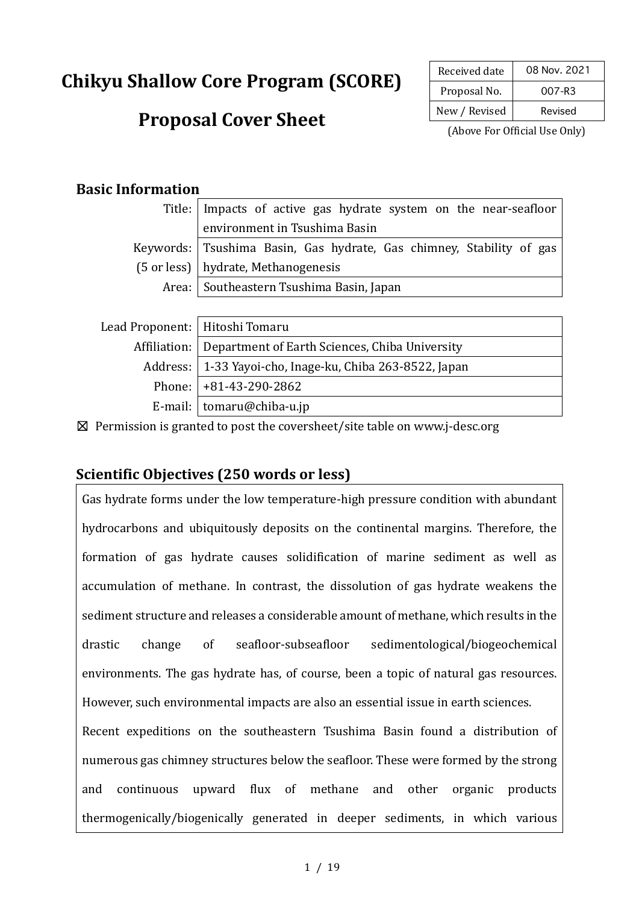# Chikyu Shallow Core Program (SCORE)

# Proposal Cover Sheet

| Received date | 08 Nov. 2021 |
|---|---|
| Proposal No. | 007-R3 |
| New / Revised | Revised |

(Above For Official Use Only)

## Basic Information

| | |
|---|---|
| Title: | Impacts of active gas hydrate system on the near-seafloor environment in Tsushima Basin |
| Keywords: (5 or less) | Tsushima Basin, Gas hydrate, Gas chimney, Stability of gas hydrate, Methanogenesis |
| Area: | Southeastern Tsushima Basin, Japan |

| | |
|---|---|
| Lead Proponent: | Hitoshi Tomaru |
| Affiliation: | Department of Earth Sciences, Chiba University |
| Address: | 1-33 Yayoi-cho, Inage-ku, Chiba 263-8522, Japan |
| Phone: | +81-43-290-2862 |
| E-mail: | tomaru@chiba-u.jp |

☒ Permission is granted to post the coversheet/site table on www.j-desc.org

## Scientific Objectives (250 words or less)

Gas hydrate forms under the low temperature-high pressure condition with abundant hydrocarbons and ubiquitously deposits on the continental margins. Therefore, the formation of gas hydrate causes solidification of marine sediment as well as accumulation of methane. In contrast, the dissolution of gas hydrate weakens the sediment structure and releases a considerable amount of methane, which results in the drastic change of seafloor-subseafloor sedimentological/biogeochemical environments. The gas hydrate has, of course, been a topic of natural gas resources. However, such environmental impacts are also an essential issue in earth sciences.

Recent expeditions on the southeastern Tsushima Basin found a distribution of numerous gas chimney structures below the seafloor. These were formed by the strong and continuous upward flux of methane and other organic products thermogenically/biogenically generated in deeper sediments, in which various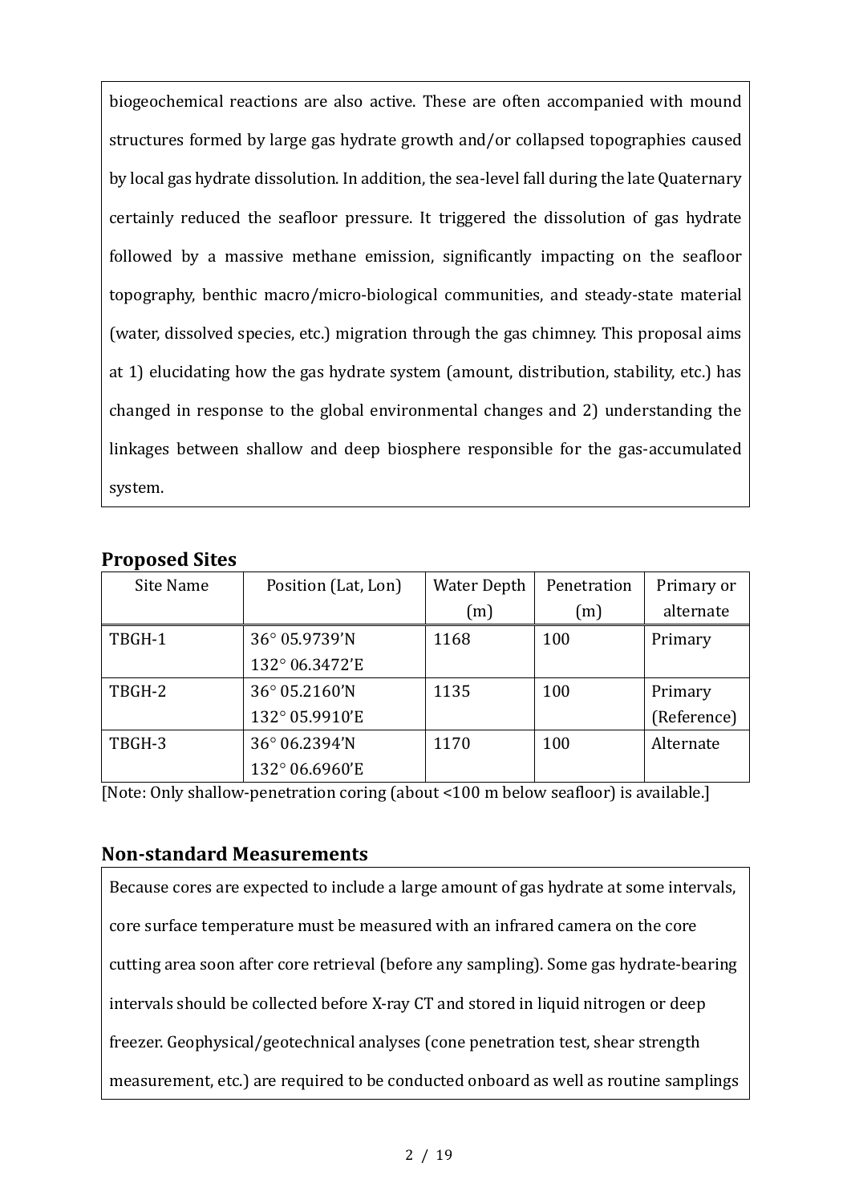biogeochemical reactions are also active. These are often accompanied with mound structures formed by large gas hydrate growth and/or collapsed topographies caused by local gas hydrate dissolution. In addition, the sea-level fall during the late Quaternary certainly reduced the seafloor pressure. It triggered the dissolution of gas hydrate followed by a massive methane emission, significantly impacting on the seafloor topography, benthic macro/micro-biological communities, and steady-state material (water, dissolved species, etc.) migration through the gas chimney. This proposal aims at 1) elucidating how the gas hydrate system (amount, distribution, stability, etc.) has changed in response to the global environmental changes and 2) understanding the linkages between shallow and deep biosphere responsible for the gas-accumulated system.

## Proposed Sites

| Site Name | Position (Lat, Lon) | Water Depth (m) | Penetration (m) | Primary or alternate |
|---|---|---|---|---|
| TBGH-1 | 36° 05.9739'N 132° 06.3472'E | 1168 | 100 | Primary |
| TBGH-2 | 36° 05.2160'N 132° 05.9910'E | 1135 | 100 | Primary (Reference) |
| TBGH-3 | 36° 06.2394'N 132° 06.6960'E | 1170 | 100 | Alternate |

[Note: Only shallow-penetration coring (about <100 m below seafloor) is available.]

## Non-standard Measurements

Because cores are expected to include a large amount of gas hydrate at some intervals, core surface temperature must be measured with an infrared camera on the core cutting area soon after core retrieval (before any sampling). Some gas hydrate-bearing intervals should be collected before X-ray CT and stored in liquid nitrogen or deep freezer. Geophysical/geotechnical analyses (cone penetration test, shear strength measurement, etc.) are required to be conducted onboard as well as routine samplings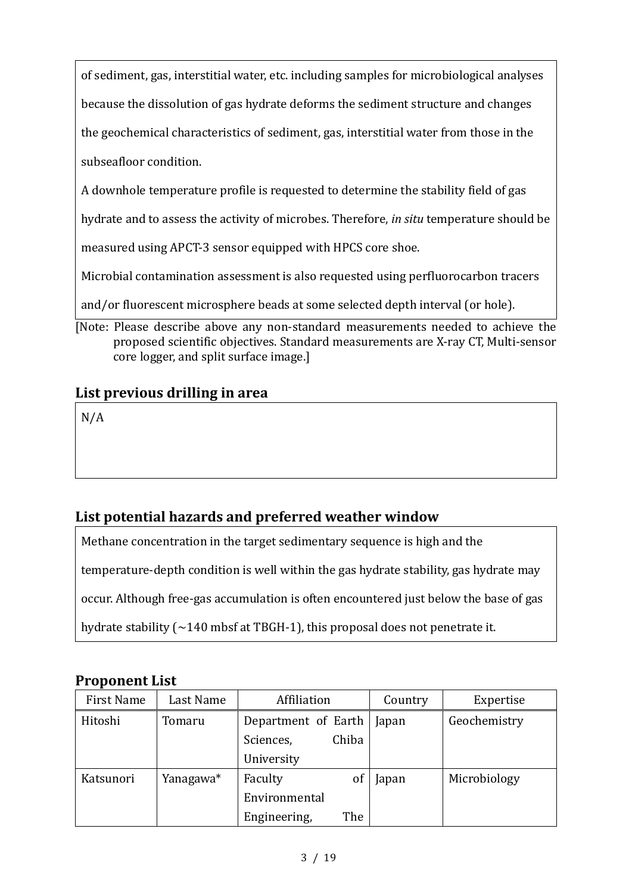of sediment, gas, interstitial water, etc. including samples for microbiological analyses because the dissolution of gas hydrate deforms the sediment structure and changes the geochemical characteristics of sediment, gas, interstitial water from those in the subseafloor condition.

A downhole temperature profile is requested to determine the stability field of gas hydrate and to assess the activity of microbes. Therefore, *in situ* temperature should be measured using APCT-3 sensor equipped with HPCS core shoe.

Microbial contamination assessment is also requested using perfluorocarbon tracers and/or fluorescent microsphere beads at some selected depth interval (or hole).

[Note: Please describe above any non-standard measurements needed to achieve the proposed scientific objectives. Standard measurements are X-ray CT, Multi-sensor core logger, and split surface image.]

## List previous drilling in area

N/A

## List potential hazards and preferred weather window

Methane concentration in the target sedimentary sequence is high and the temperature-depth condition is well within the gas hydrate stability, gas hydrate may occur. Although free-gas accumulation is often encountered just below the base of gas hydrate stability (~140 mbsf at TBGH-1), this proposal does not penetrate it.

## Proponent List

| First Name | Last Name | Affiliation | Country | Expertise |
|---|---|---|---|---|
| Hitoshi | Tomaru | Department of Earth Sciences, Chiba University | Japan | Geochemistry |
| Katsunori | Yanagawa* | Faculty of Environmental Engineering, The | Japan | Microbiology |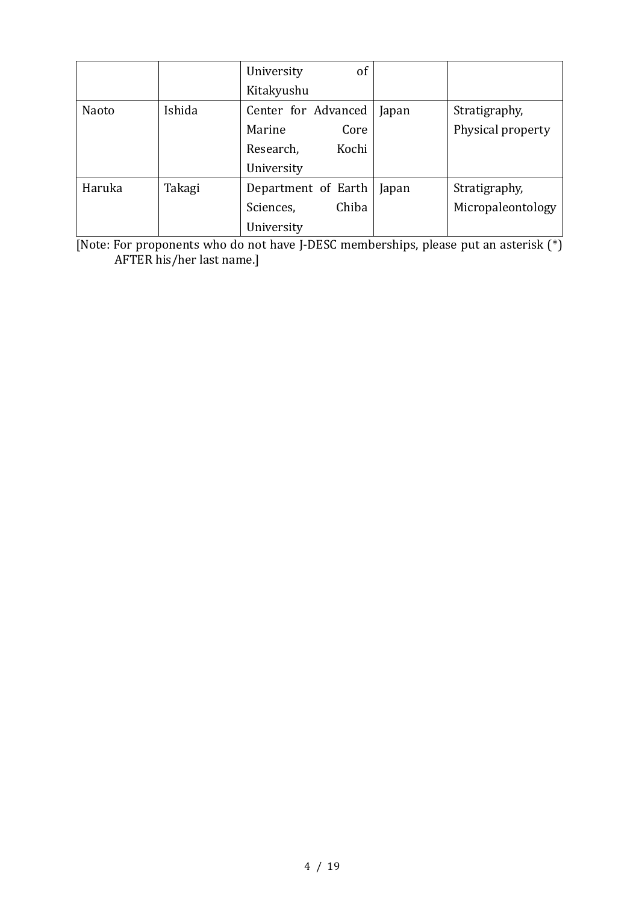| | | | | |
|---|---|---|---|---|
| | | University of Kitakyushu | | |
| Naoto | Ishida | Center for Advanced Marine Core Research, Kochi University | Japan | Stratigraphy, Physical property |
| Haruka | Takagi | Department of Earth Sciences, Chiba University | Japan | Stratigraphy, Micropaleontology |

[Note: For proponents who do not have J-DESC memberships, please put an asterisk (*) AFTER his/her last name.]